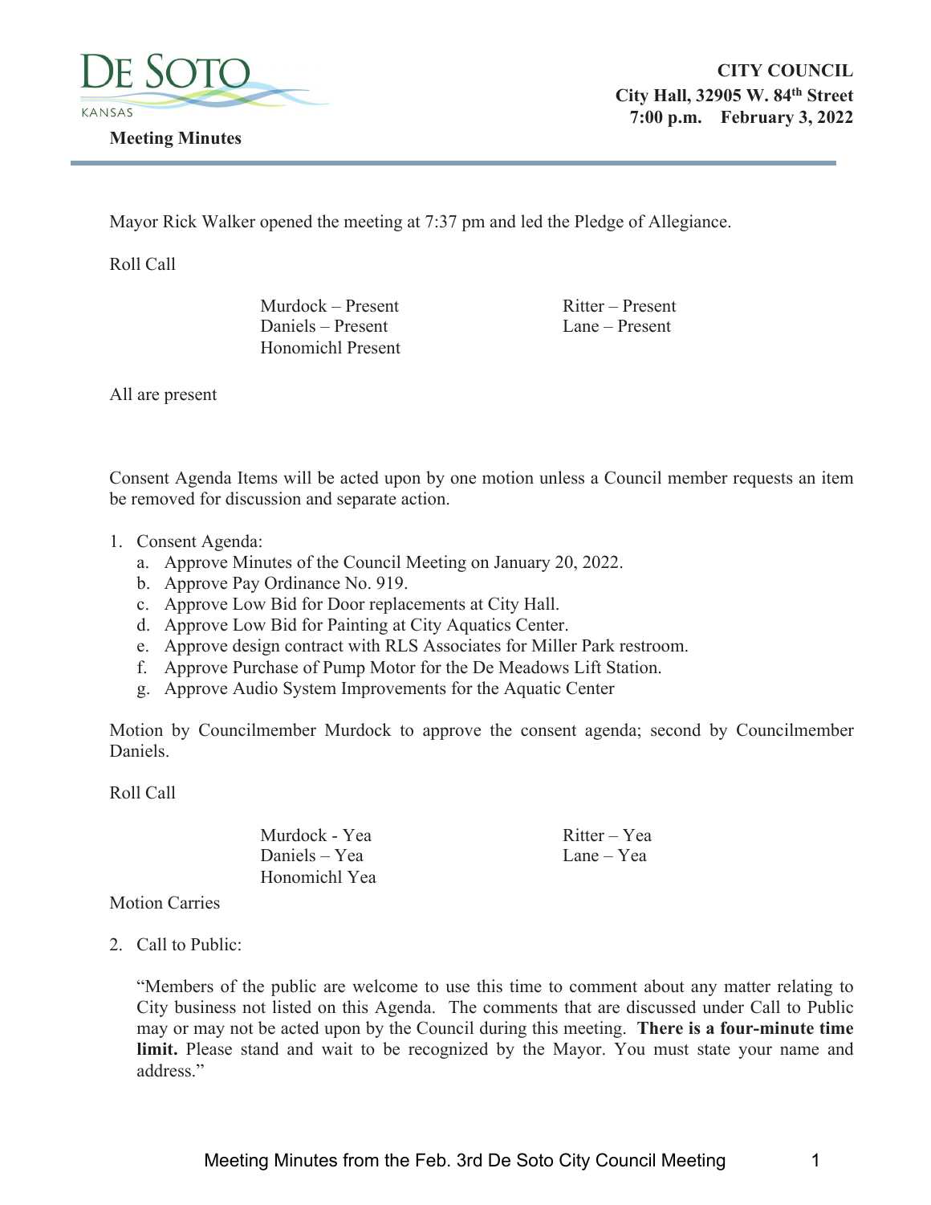DE SOTO KANSAS

**Meeting Minutes**

**CITY COUNCIL**
**City Hall, 32905 W. 84th Street**
**7:00 p.m. February 3, 2022**

Mayor Rick Walker opened the meeting at 7:37 pm and led the Pledge of Allegiance.

Roll Call

| | |
|---|---|
| Murdock – Present | Ritter – Present |
| Daniels – Present | Lane – Present |
| Honomichl Present | |

All are present

Consent Agenda Items will be acted upon by one motion unless a Council member requests an item be removed for discussion and separate action.

1. Consent Agenda:
   a. Approve Minutes of the Council Meeting on January 20, 2022.
   b. Approve Pay Ordinance No. 919.
   c. Approve Low Bid for Door replacements at City Hall.
   d. Approve Low Bid for Painting at City Aquatics Center.
   e. Approve design contract with RLS Associates for Miller Park restroom.
   f. Approve Purchase of Pump Motor for the De Meadows Lift Station.
   g. Approve Audio System Improvements for the Aquatic Center

Motion by Councilmember Murdock to approve the consent agenda; second by Councilmember Daniels.

Roll Call

| | |
|---|---|
| Murdock - Yea | Ritter – Yea |
| Daniels – Yea | Lane – Yea |
| Honomichl Yea | |

Motion Carries

2. Call to Public:

   "Members of the public are welcome to use this time to comment about any matter relating to City business not listed on this Agenda. The comments that are discussed under Call to Public may or may not be acted upon by the Council during this meeting. **There is a four-minute time limit.** Please stand and wait to be recognized by the Mayor. You must state your name and address."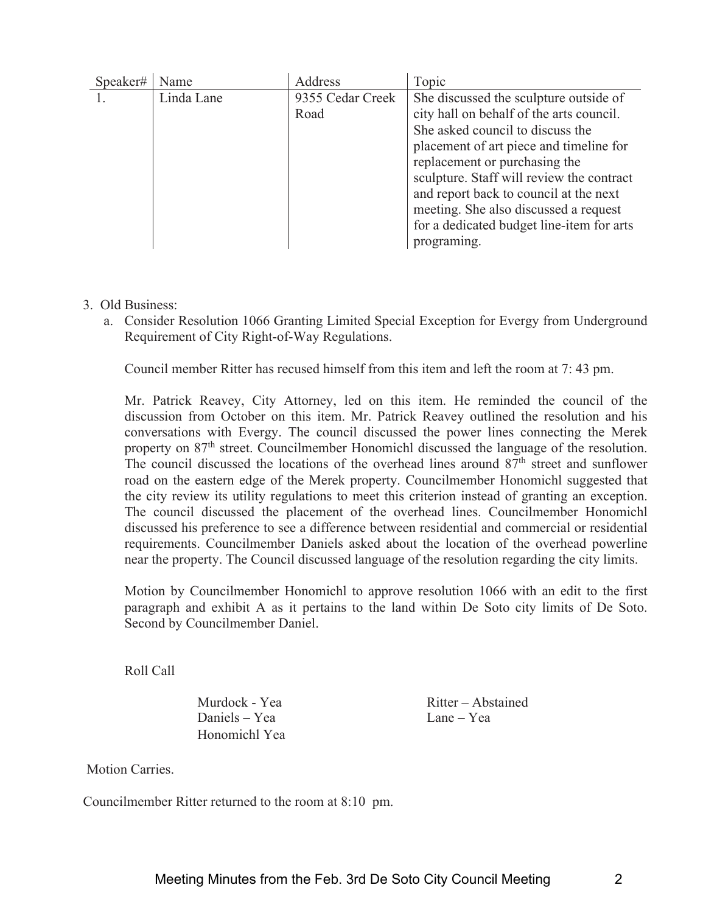| Speaker# | Name | Address | Topic |
|---|---|---|---|
| 1. | Linda Lane | 9355 Cedar Creek Road | She discussed the sculpture outside of city hall on behalf of the arts council. She asked council to discuss the placement of art piece and timeline for replacement or purchasing the sculpture. Staff will review the contract and report back to council at the next meeting. She also discussed a request for a dedicated budget line-item for arts programing. |

3. Old Business:
   a. Consider Resolution 1066 Granting Limited Special Exception for Evergy from Underground Requirement of City Right-of-Way Regulations.

      Council member Ritter has recused himself from this item and left the room at 7: 43 pm.

      Mr. Patrick Reavey, City Attorney, led on this item. He reminded the council of the discussion from October on this item. Mr. Patrick Reavey outlined the resolution and his conversations with Evergy. The council discussed the power lines connecting the Merek property on 87th street. Councilmember Honomichl discussed the language of the resolution. The council discussed the locations of the overhead lines around 87th street and sunflower road on the eastern edge of the Merek property. Councilmember Honomichl suggested that the city review its utility regulations to meet this criterion instead of granting an exception. The council discussed the placement of the overhead lines. Councilmember Honomichl discussed his preference to see a difference between residential and commercial or residential requirements. Councilmember Daniels asked about the location of the overhead powerline near the property. The Council discussed language of the resolution regarding the city limits.

      Motion by Councilmember Honomichl to approve resolution 1066 with an edit to the first paragraph and exhibit A as it pertains to the land within De Soto city limits of De Soto. Second by Councilmember Daniel.

      Roll Call

      Murdock - Yea
      Daniels – Yea
      Honomichl Yea
      Ritter – Abstained
      Lane – Yea

Motion Carries.

Councilmember Ritter returned to the room at 8:10 pm.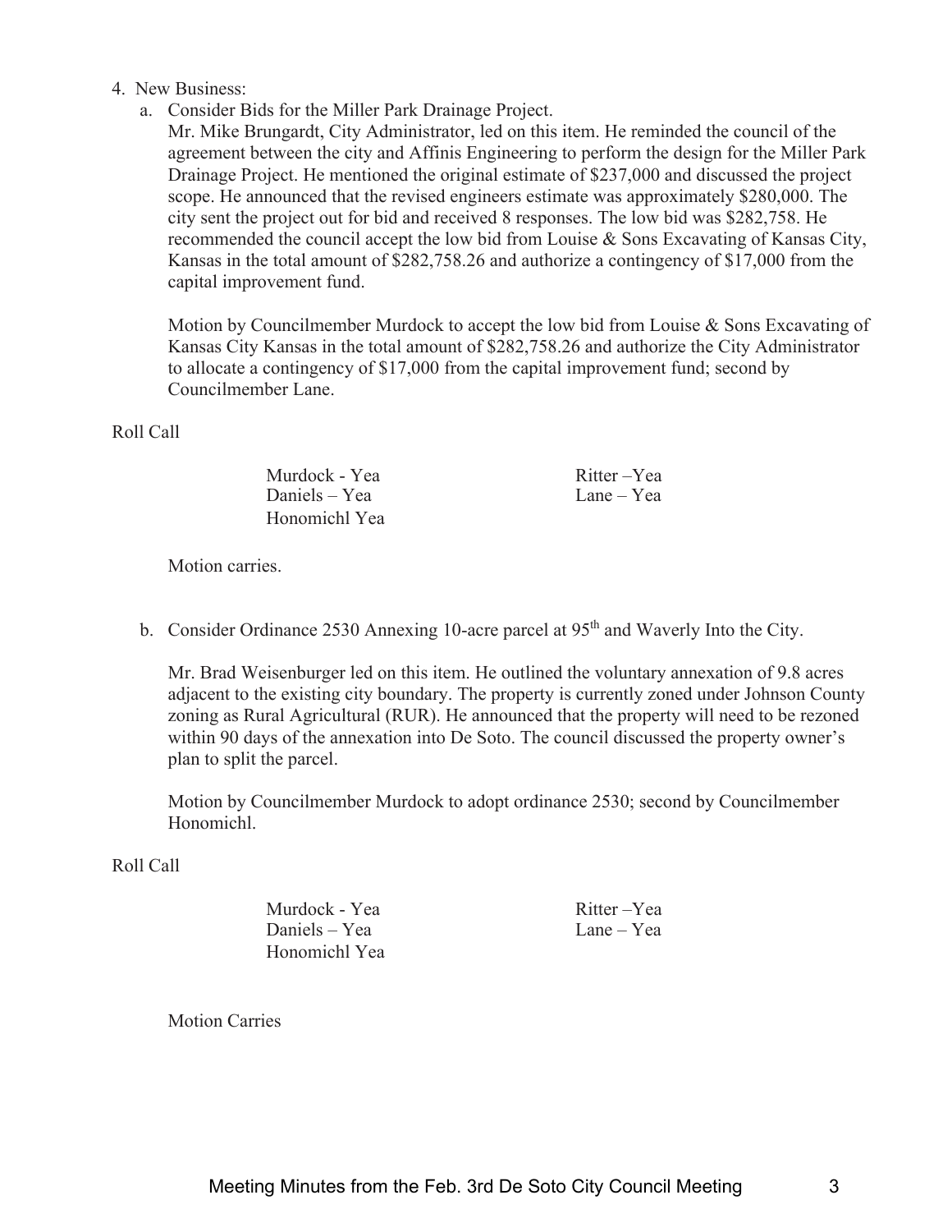4. New Business:
   a. Consider Bids for the Miller Park Drainage Project.
      Mr. Mike Brungardt, City Administrator, led on this item. He reminded the council of the agreement between the city and Affinis Engineering to perform the design for the Miller Park Drainage Project. He mentioned the original estimate of $237,000 and discussed the project scope. He announced that the revised engineers estimate was approximately $280,000. The city sent the project out for bid and received 8 responses. The low bid was $282,758. He recommended the council accept the low bid from Louise & Sons Excavating of Kansas City, Kansas in the total amount of $282,758.26 and authorize a contingency of $17,000 from the capital improvement fund.

      Motion by Councilmember Murdock to accept the low bid from Louise & Sons Excavating of Kansas City Kansas in the total amount of $282,758.26 and authorize the City Administrator to allocate a contingency of $17,000 from the capital improvement fund; second by Councilmember Lane.

Roll Call

| | |
|---|---|
| Murdock - Yea | Ritter –Yea |
| Daniels – Yea | Lane – Yea |
| Honomichl Yea | |

Motion carries.

   b. Consider Ordinance 2530 Annexing 10-acre parcel at 95th and Waverly Into the City.

      Mr. Brad Weisenburger led on this item. He outlined the voluntary annexation of 9.8 acres adjacent to the existing city boundary. The property is currently zoned under Johnson County zoning as Rural Agricultural (RUR). He announced that the property will need to be rezoned within 90 days of the annexation into De Soto. The council discussed the property owner's plan to split the parcel.

      Motion by Councilmember Murdock to adopt ordinance 2530; second by Councilmember Honomichl.

Roll Call

| | |
|---|---|
| Murdock - Yea | Ritter –Yea |
| Daniels – Yea | Lane – Yea |
| Honomichl Yea | |

Motion Carries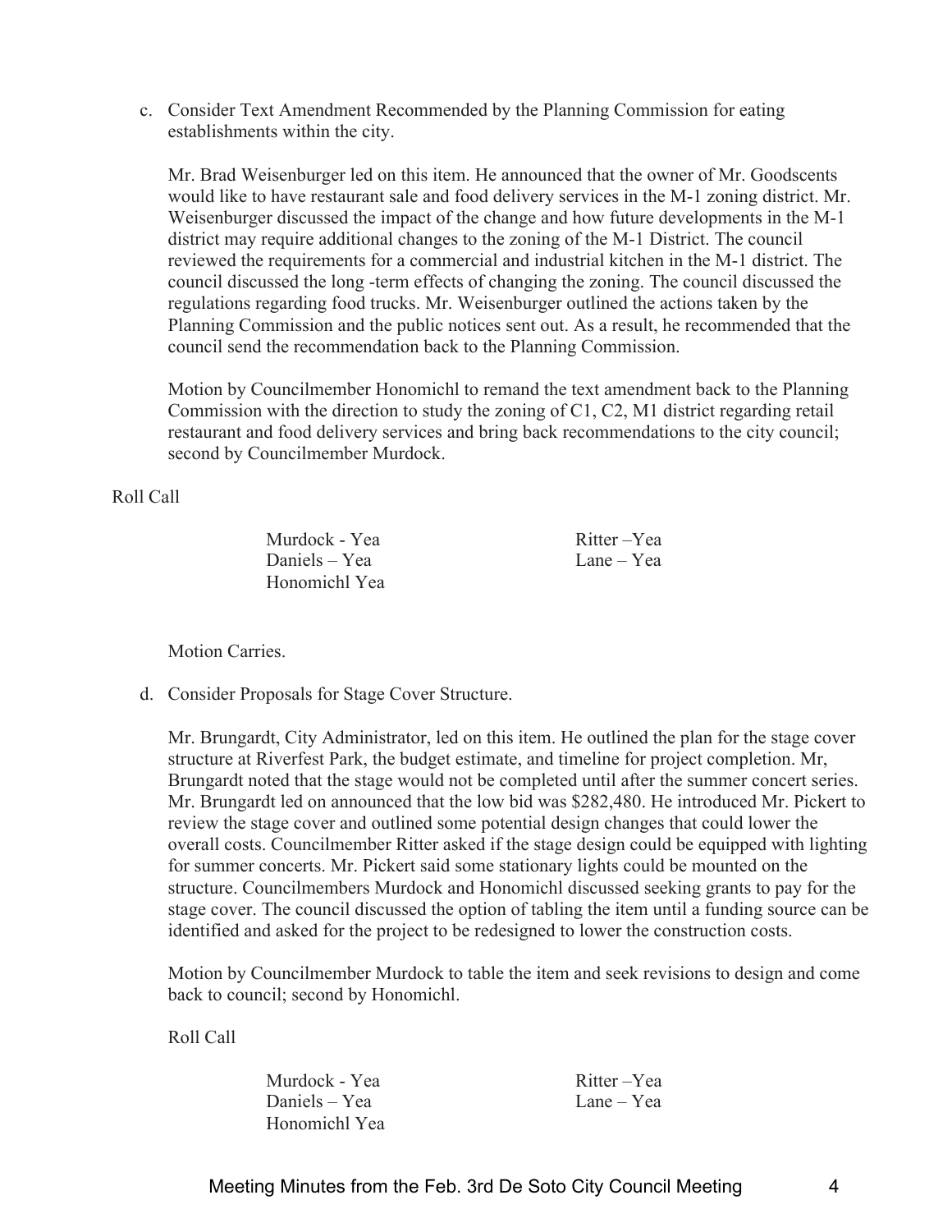c. Consider Text Amendment Recommended by the Planning Commission for eating establishments within the city.

   Mr. Brad Weisenburger led on this item. He announced that the owner of Mr. Goodscents would like to have restaurant sale and food delivery services in the M-1 zoning district. Mr. Weisenburger discussed the impact of the change and how future developments in the M-1 district may require additional changes to the zoning of the M-1 District. The council reviewed the requirements for a commercial and industrial kitchen in the M-1 district. The council discussed the long -term effects of changing the zoning. The council discussed the regulations regarding food trucks. Mr. Weisenburger outlined the actions taken by the Planning Commission and the public notices sent out. As a result, he recommended that the council send the recommendation back to the Planning Commission.

   Motion by Councilmember Honomichl to remand the text amendment back to the Planning Commission with the direction to study the zoning of C1, C2, M1 district regarding retail restaurant and food delivery services and bring back recommendations to the city council; second by Councilmember Murdock.

Roll Call

| | |
|---|---|
| Murdock - Yea | Ritter –Yea |
| Daniels – Yea | Lane – Yea |
| Honomichl Yea | |

Motion Carries.

d. Consider Proposals for Stage Cover Structure.

   Mr. Brungardt, City Administrator, led on this item. He outlined the plan for the stage cover structure at Riverfest Park, the budget estimate, and timeline for project completion. Mr, Brungardt noted that the stage would not be completed until after the summer concert series. Mr. Brungardt led on announced that the low bid was $282,480. He introduced Mr. Pickert to review the stage cover and outlined some potential design changes that could lower the overall costs. Councilmember Ritter asked if the stage design could be equipped with lighting for summer concerts. Mr. Pickert said some stationary lights could be mounted on the structure. Councilmembers Murdock and Honomichl discussed seeking grants to pay for the stage cover. The council discussed the option of tabling the item until a funding source can be identified and asked for the project to be redesigned to lower the construction costs.

   Motion by Councilmember Murdock to table the item and seek revisions to design and come back to council; second by Honomichl.

   Roll Call

| | |
|---|---|
| Murdock - Yea | Ritter –Yea |
| Daniels – Yea | Lane – Yea |
| Honomichl Yea | |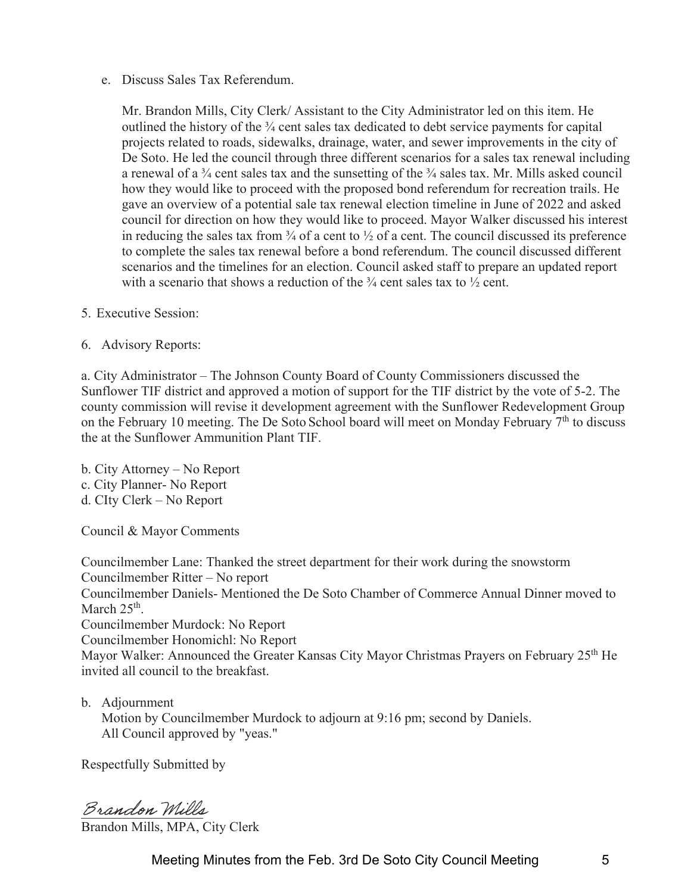e. Discuss Sales Tax Referendum.

   Mr. Brandon Mills, City Clerk/ Assistant to the City Administrator led on this item. He outlined the history of the ¾ cent sales tax dedicated to debt service payments for capital projects related to roads, sidewalks, drainage, water, and sewer improvements in the city of De Soto. He led the council through three different scenarios for a sales tax renewal including a renewal of a ¾ cent sales tax and the sunsetting of the ¾ sales tax. Mr. Mills asked council how they would like to proceed with the proposed bond referendum for recreation trails. He gave an overview of a potential sale tax renewal election timeline in June of 2022 and asked council for direction on how they would like to proceed. Mayor Walker discussed his interest in reducing the sales tax from ¾ of a cent to ½ of a cent. The council discussed its preference to complete the sales tax renewal before a bond referendum. The council discussed different scenarios and the timelines for an election. Council asked staff to prepare an updated report with a scenario that shows a reduction of the ¾ cent sales tax to ½ cent.

5. Executive Session:

6. Advisory Reports:

a. City Administrator – The Johnson County Board of County Commissioners discussed the Sunflower TIF district and approved a motion of support for the TIF district by the vote of 5-2. The county commission will revise it development agreement with the Sunflower Redevelopment Group on the February 10 meeting. The De Soto School board will meet on Monday February 7th to discuss the at the Sunflower Ammunition Plant TIF.

b. City Attorney – No Report
c. City Planner- No Report
d. CIty Clerk – No Report

Council & Mayor Comments

Councilmember Lane: Thanked the street department for their work during the snowstorm
Councilmember Ritter – No report
Councilmember Daniels- Mentioned the De Soto Chamber of Commerce Annual Dinner moved to March 25th.
Councilmember Murdock: No Report
Councilmember Honomichl: No Report
Mayor Walker: Announced the Greater Kansas City Mayor Christmas Prayers on February 25th He invited all council to the breakfast.

b. Adjournment
   Motion by Councilmember Murdock to adjourn at 9:16 pm; second by Daniels.
   All Council approved by "yeas."

Respectfully Submitted by

*Brandon Mills*
Brandon Mills, MPA, City Clerk